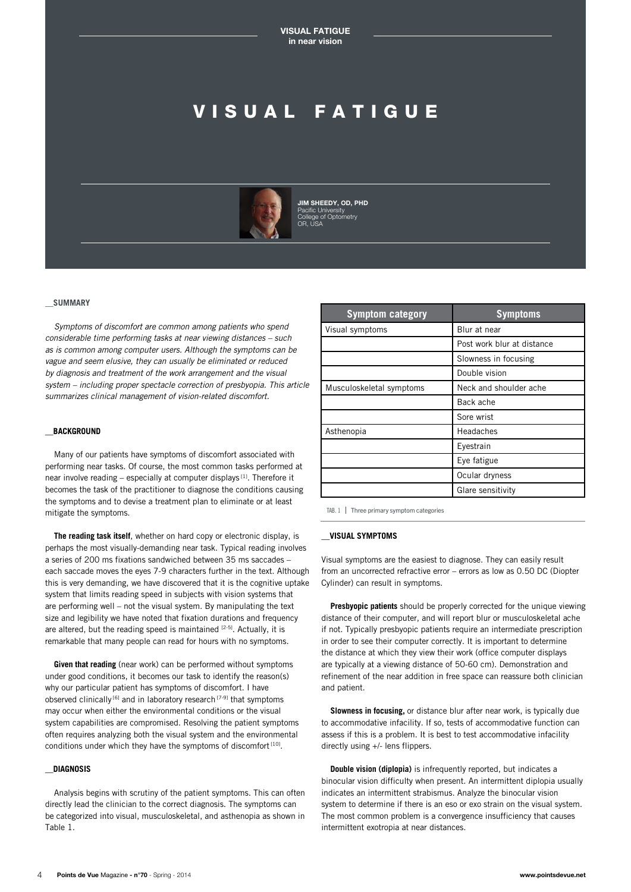VISUAL FATIGUE in near vision

# VISUAL FATIGUE

**JIM SHEEDY, OD, PHD**
Pacific University
College of Optometry
OR, USA

## SUMMARY

*Symptoms of discomfort are common among patients who spend considerable time performing tasks at near viewing distances – such as is common among computer users. Although the symptoms can be vague and seem elusive, they can usually be eliminated or reduced by diagnosis and treatment of the work arrangement and the visual system – including proper spectacle correction of presbyopia. This article summarizes clinical management of vision-related discomfort.*

## BACKGROUND

Many of our patients have symptoms of discomfort associated with performing near tasks. Of course, the most common tasks performed at near involve reading – especially at computer displays [1]. Therefore it becomes the task of the practitioner to diagnose the conditions causing the symptoms and to devise a treatment plan to eliminate or at least mitigate the symptoms.

**The reading task itself**, whether on hard copy or electronic display, is perhaps the most visually-demanding near task. Typical reading involves a series of 200 ms fixations sandwiched between 35 ms saccades – each saccade moves the eyes 7-9 characters further in the text. Although this is very demanding, we have discovered that it is the cognitive uptake system that limits reading speed in subjects with vision systems that are performing well – not the visual system. By manipulating the text size and legibility we have noted that fixation durations and frequency are altered, but the reading speed is maintained [2-5]. Actually, it is remarkable that many people can read for hours with no symptoms.

**Given that reading** (near work) can be performed without symptoms under good conditions, it becomes our task to identify the reason(s) why our particular patient has symptoms of discomfort. I have observed clinically [6] and in laboratory research [7-9] that symptoms may occur when either the environmental conditions or the visual system capabilities are compromised. Resolving the patient symptoms often requires analyzing both the visual system and the environmental conditions under which they have the symptoms of discomfort [10].

## DIAGNOSIS

Analysis begins with scrutiny of the patient symptoms. This can often directly lead the clinician to the correct diagnosis. The symptoms can be categorized into visual, musculoskeletal, and asthenopia as shown in Table 1.

| Symptom category | Symptoms |
|---|---|
| Visual symptoms | Blur at near |
| | Post work blur at distance |
| | Slowness in focusing |
| | Double vision |
| Musculoskeletal symptoms | Neck and shoulder ache |
| | Back ache |
| | Sore wrist |
| Asthenopia | Headaches |
| | Eyestrain |
| | Eye fatigue |
| | Ocular dryness |
| | Glare sensitivity |

TAB. 1 | Three primary symptom categories

## VISUAL SYMPTOMS

Visual symptoms are the easiest to diagnose. They can easily result from an uncorrected refractive error – errors as low as 0.50 DC (Diopter Cylinder) can result in symptoms.

**Presbyopic patients** should be properly corrected for the unique viewing distance of their computer, and will report blur or musculoskeletal ache if not. Typically presbyopic patients require an intermediate prescription in order to see their computer correctly. It is important to determine the distance at which they view their work (office computer displays are typically at a viewing distance of 50-60 cm). Demonstration and refinement of the near addition in free space can reassure both clinician and patient.

**Slowness in focusing,** or distance blur after near work, is typically due to accommodative infacility. If so, tests of accommodative function can assess if this is a problem. It is best to test accommodative infacility directly using +/- lens flippers.

**Double vision (diplopia)** is infrequently reported, but indicates a binocular vision difficulty when present. An intermittent diplopia usually indicates an intermittent strabismus. Analyze the binocular vision system to determine if there is an eso or exo strain on the visual system. The most common problem is a convergence insufficiency that causes intermittent exotropia at near distances.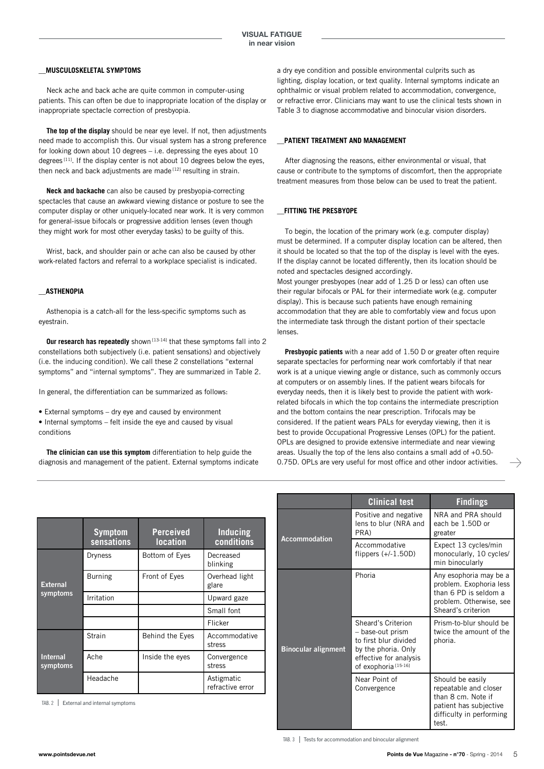## MUSCULOSKELETAL SYMPTOMS

Neck ache and back ache are quite common in computer-using patients. This can often be due to inappropriate location of the display or inappropriate spectacle correction of presbyopia.

**The top of the display** should be near eye level. If not, then adjustments need made to accomplish this. Our visual system has a strong preference for looking down about 10 degrees – i.e. depressing the eyes about 10 degrees [11]. If the display center is not about 10 degrees below the eyes, then neck and back adjustments are made [12] resulting in strain.

**Neck and backache** can also be caused by presbyopia-correcting spectacles that cause an awkward viewing distance or posture to see the computer display or other uniquely-located near work. It is very common for general-issue bifocals or progressive addition lenses (even though they might work for most other everyday tasks) to be guilty of this.

Wrist, back, and shoulder pain or ache can also be caused by other work-related factors and referral to a workplace specialist is indicated.

## ASTHENOPIA

Asthenopia is a catch-all for the less-specific symptoms such as eyestrain.

**Our research has repeatedly** shown [13-14] that these symptoms fall into 2 constellations both subjectively (i.e. patient sensations) and objectively (i.e. the inducing condition). We call these 2 constellations "external symptoms" and "internal symptoms". They are summarized in Table 2.

In general, the differentiation can be summarized as follows:

- External symptoms – dry eye and caused by environment
- Internal symptoms – felt inside the eye and caused by visual conditions

**The clinician can use this symptom** differentiation to help guide the diagnosis and management of the patient. External symptoms indicate a dry eye condition and possible environmental culprits such as lighting, display location, or text quality. Internal symptoms indicate an ophthalmic or visual problem related to accommodation, convergence, or refractive error. Clinicians may want to use the clinical tests shown in Table 3 to diagnose accommodative and binocular vision disorders.

## PATIENT TREATMENT AND MANAGEMENT

After diagnosing the reasons, either environmental or visual, that cause or contribute to the symptoms of discomfort, then the appropriate treatment measures from those below can be used to treat the patient.

## FITTING THE PRESBYOPE

To begin, the location of the primary work (e.g. computer display) must be determined. If a computer display location can be altered, then it should be located so that the top of the display is level with the eyes. If the display cannot be located differently, then its location should be noted and spectacles designed accordingly.

Most younger presbyopes (near add of 1.25 D or less) can often use their regular bifocals or PAL for their intermediate work (e.g. computer display). This is because such patients have enough remaining accommodation that they are able to comfortably view and focus upon the intermediate task through the distant portion of their spectacle lenses.

**Presbyopic patients** with a near add of 1.50 D or greater often require separate spectacles for performing near work comfortably if that near work is at a unique viewing angle or distance, such as commonly occurs at computers or on assembly lines. If the patient wears bifocals for everyday needs, then it is likely best to provide the patient with work-related bifocals in which the top contains the intermediate prescription and the bottom contains the near prescription. Trifocals may be considered. If the patient wears PALs for everyday viewing, then it is best to provide Occupational Progressive Lenses (OPL) for the patient. OPLs are designed to provide extensive intermediate and near viewing areas. Usually the top of the lens also contains a small add of +0.50-0.75D. OPLs are very useful for most office and other indoor activities.

| | Symptom sensations | Perceived location | Inducing conditions |
|---|---|---|---|
| External symptoms | Dryness | Bottom of Eyes | Decreased blinking |
| | Burning | Front of Eyes | Overhead light glare |
| | Irritation | | Upward gaze |
| | | | Small font |
| | | | Flicker |
| Internal symptoms | Strain | Behind the Eyes | Accommodative stress |
| | Ache | Inside the eyes | Convergence stress |
| | Headache | | Astigmatic refractive error |

TAB. 2 | External and internal symptoms

| | Clinical test | Findings |
|---|---|---|
| Accommodation | Positive and negative lens to blur (NRA and PRA) | NRA and PRA should each be 1.50D or greater |
| | Accommodative flippers (+/-1.50D) | Expect 13 cycles/min monocularly, 10 cycles/min binocularly |
| Binocular alignment | Phoria | Any esophoria may be a problem. Exophoria less than 6 PD is seldom a problem. Otherwise, see Sheard's criterion |
| | Sheard's Criterion – base-out prism to first blur divided by the phoria. Only effective for analysis of exophoria [15-16] | Prism-to-blur should be twice the amount of the phoria. |
| | Near Point of Convergence | Should be easily repeatable and closer than 8 cm. Note if patient has subjective difficulty in performing test. |

TAB. 3 | Tests for accommodation and binocular alignment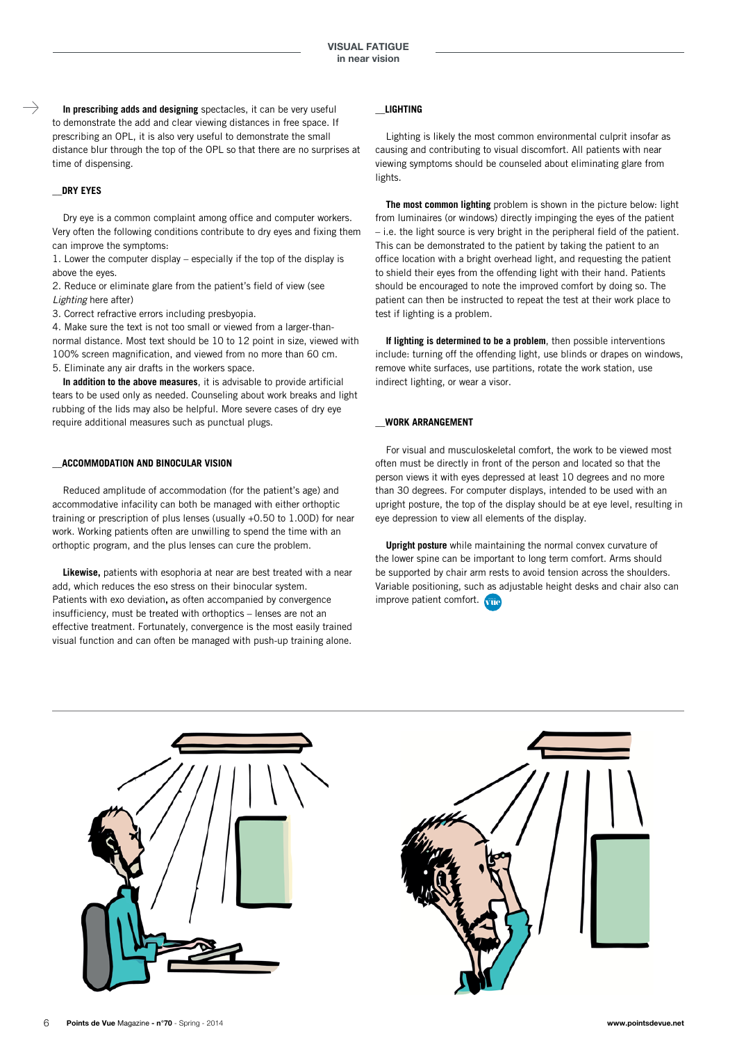**In prescribing adds and designing** spectacles, it can be very useful to demonstrate the add and clear viewing distances in free space. If prescribing an OPL, it is also very useful to demonstrate the small distance blur through the top of the OPL so that there are no surprises at time of dispensing.

## __DRY EYES

Dry eye is a common complaint among office and computer workers. Very often the following conditions contribute to dry eyes and fixing them can improve the symptoms:

1. Lower the computer display – especially if the top of the display is above the eyes.
2. Reduce or eliminate glare from the patient's field of view (see *Lighting* here after)
3. Correct refractive errors including presbyopia.
4. Make sure the text is not too small or viewed from a larger-than-normal distance. Most text should be 10 to 12 point in size, viewed with 100% screen magnification, and viewed from no more than 60 cm.
5. Eliminate any air drafts in the workers space.

**In addition to the above measures**, it is advisable to provide artificial tears to be used only as needed. Counseling about work breaks and light rubbing of the lids may also be helpful. More severe cases of dry eye require additional measures such as punctual plugs.

## __ACCOMMODATION AND BINOCULAR VISION

Reduced amplitude of accommodation (for the patient's age) and accommodative infacility can both be managed with either orthoptic training or prescription of plus lenses (usually +0.50 to 1.00D) for near work. Working patients often are unwilling to spend the time with an orthoptic program, and the plus lenses can cure the problem.

**Likewise,** patients with esophoria at near are best treated with a near add, which reduces the eso stress on their binocular system. Patients with exo deviation**,** as often accompanied by convergence insufficiency, must be treated with orthoptics – lenses are not an effective treatment. Fortunately, convergence is the most easily trained visual function and can often be managed with push-up training alone.

## __LIGHTING

Lighting is likely the most common environmental culprit insofar as causing and contributing to visual discomfort. All patients with near viewing symptoms should be counseled about eliminating glare from lights.

**The most common lighting** problem is shown in the picture below: light from luminaires (or windows) directly impinging the eyes of the patient – i.e. the light source is very bright in the peripheral field of the patient. This can be demonstrated to the patient by taking the patient to an office location with a bright overhead light, and requesting the patient to shield their eyes from the offending light with their hand. Patients should be encouraged to note the improved comfort by doing so. The patient can then be instructed to repeat the test at their work place to test if lighting is a problem.

**If lighting is determined to be a problem**, then possible interventions include: turning off the offending light, use blinds or drapes on windows, remove white surfaces, use partitions, rotate the work station, use indirect lighting, or wear a visor.

## __WORK ARRANGEMENT

For visual and musculoskeletal comfort, the work to be viewed most often must be directly in front of the person and located so that the person views it with eyes depressed at least 10 degrees and no more than 30 degrees. For computer displays, intended to be used with an upright posture, the top of the display should be at eye level, resulting in eye depression to view all elements of the display.

**Upright posture** while maintaining the normal convex curvature of the lower spine can be important to long term comfort. Arms should be supported by chair arm rests to avoid tension across the shoulders. Variable positioning, such as adjustable height desks and chair also can improve patient comfort.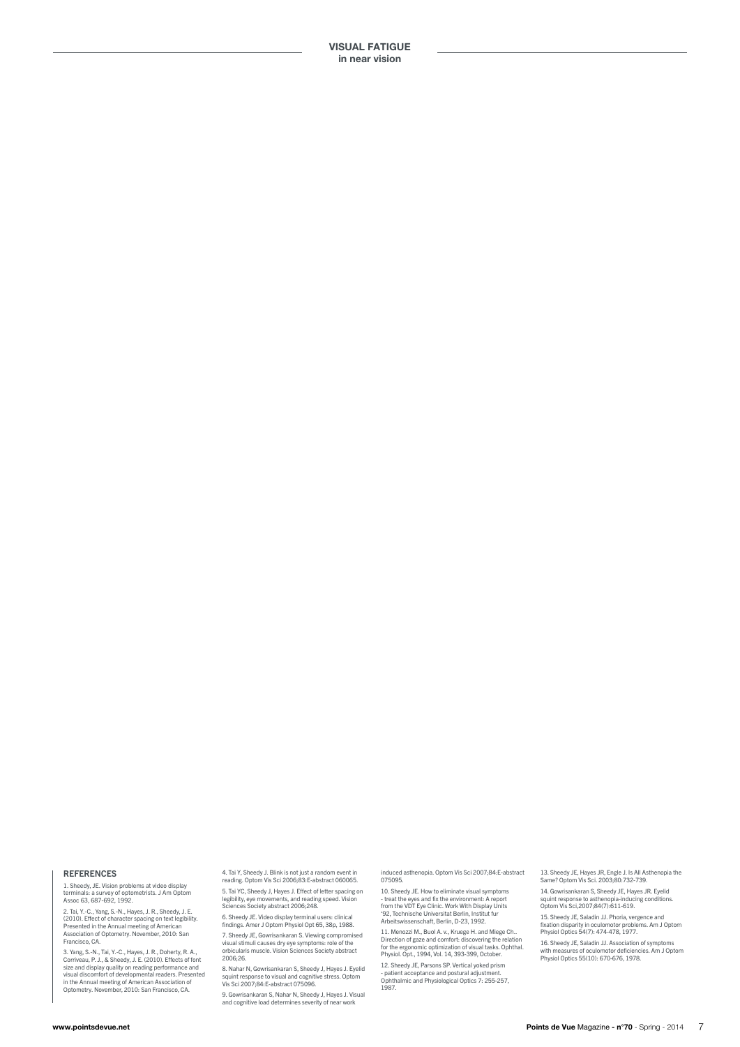## REFERENCES

1. Sheedy, JE. Vision problems at video display terminals: a survey of optometrists. J Am Optom Assoc 63, 687-692, 1992.

2. Tai, Y.-C., Yang, S.-N., Hayes, J. R., Sheedy, J. E. (2010). Effect of character spacing on text legibility. Presented in the Annual meeting of American Association of Optometry. November, 2010: San Francisco, CA.

3. Yang, S.-N., Tai, Y.-C., Hayes, J. R., Doherty, R. A., Corriveau, P. J., & Sheedy, J. E. (2010). Effects of font size and display quality on reading performance and visual discomfort of developmental readers. Presented in the Annual meeting of American Association of Optometry. November, 2010: San Francisco, CA.

4. Tai Y, Sheedy J. Blink is not just a random event in reading. Optom Vis Sci 2006;83:E-abstract 060065.

5. Tai YC, Sheedy J, Hayes J. Effect of letter spacing on legibility, eye movements, and reading speed. Vision Sciences Society abstract 2006;248.

6. Sheedy JE. Video display terminal users: clinical findings. Amer J Optom Physiol Opt 65, 38p, 1988.

7. Sheedy JE, Gowrisankaran S. Viewing compromised visual stimuli causes dry eye symptoms: role of the orbicularis muscle. Vision Sciences Society abstract 2006;26.

8. Nahar N, Gowrisankaran S, Sheedy J, Hayes J. Eyelid squint response to visual and cognitive stress. Optom Vis Sci 2007;84:E-abstract 075096.

9. Gowrisankaran S, Nahar N, Sheedy J, Hayes J. Visual and cognitive load determines severity of near work induced asthenopia. Optom Vis Sci 2007;84:E-abstract 075095.

10. Sheedy JE. How to eliminate visual symptoms - treat the eyes and fix the environment: A report from the VDT Eye Clinic. Work With Display Units '92, Technische Universitat Berlin, Institut fur Arbeitswissenschaft, Berlin, D-23, 1992.

11. Menozzi M., Buol A. v., Kruege H. and Miege Ch.. Direction of gaze and comfort: discovering the relation for the ergonomic optimization of visual tasks. Ophthal. Physiol. Opt., 1994, Vol. 14, 393-399, October.

12. Sheedy JE, Parsons SP. Vertical yoked prism - patient acceptance and postural adjustment. Ophthalmic and Physiological Optics 7: 255-257, 1987.

13. Sheedy JE, Hayes JR, Engle J. Is All Asthenopia the Same? Optom Vis Sci. 2003;80:732-739.

14. Gowrisankaran S, Sheedy JE, Hayes JR. Eyelid squint response to asthenopia-inducing conditions. Optom Vis Sci,2007;84(7):611-619.

15. Sheedy JE, Saladin JJ. Phoria, vergence and fixation disparity in oculomotor problems. Am J Optom Physiol Optics 54(7): 474-478, 1977.

16. Sheedy JE, Saladin JJ. Association of symptoms with measures of oculomotor deficiencies. Am J Optom Physiol Optics 55(10): 670-676, 1978.